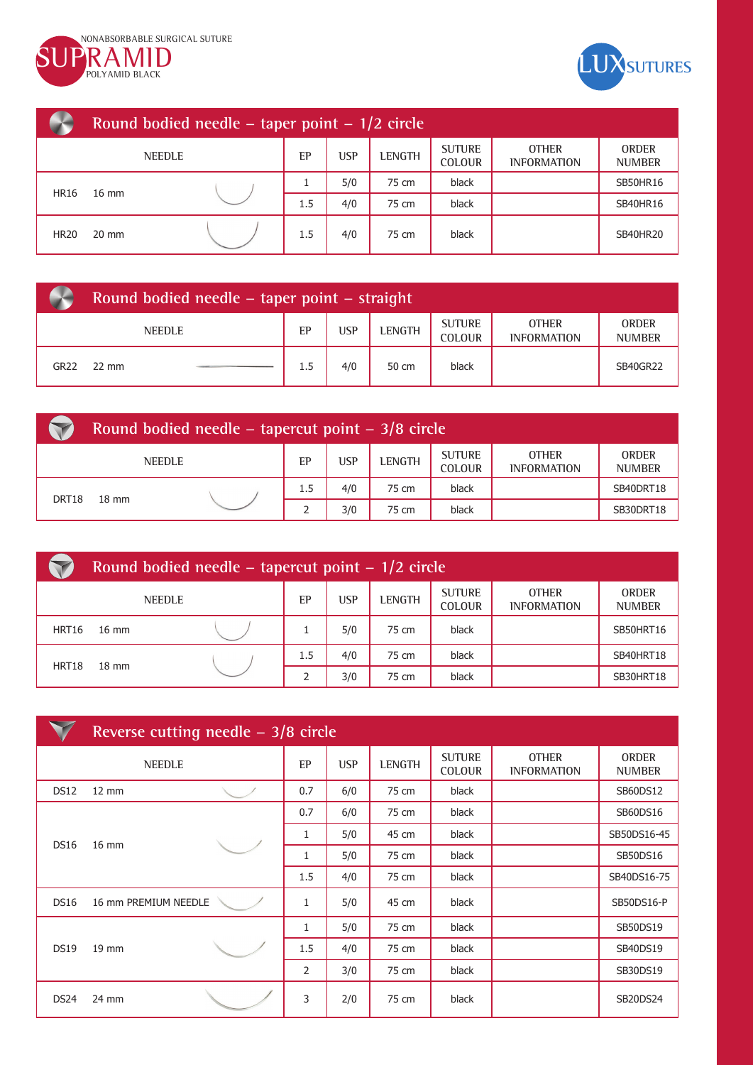NONABSORBABLE SURGICAL SUTURE

# SUPRAMID

POLYAMID BLACK

LUX SUTURES

## Round bodied needle – taper point – 1/2 circle

| NEEDLE | | EP | USP | LENGTH | SUTURE COLOUR | OTHER INFORMATION | ORDER NUMBER |
|---|---|---|---|---|---|---|---|
| HR16 | 16 mm | 1 | 5/0 | 75 cm | black | | SB50HR16 |
| | | 1.5 | 4/0 | 75 cm | black | | SB40HR16 |
| HR20 | 20 mm | 1.5 | 4/0 | 75 cm | black | | SB40HR20 |

## Round bodied needle – taper point – straight

| NEEDLE | | EP | USP | LENGTH | SUTURE COLOUR | OTHER INFORMATION | ORDER NUMBER |
|---|---|---|---|---|---|---|---|
| GR22 | 22 mm | 1.5 | 4/0 | 50 cm | black | | SB40GR22 |

## Round bodied needle – tapercut point – 3/8 circle

| NEEDLE | | EP | USP | LENGTH | SUTURE COLOUR | OTHER INFORMATION | ORDER NUMBER |
|---|---|---|---|---|---|---|---|
| DRT18 | 18 mm | 1.5 | 4/0 | 75 cm | black | | SB40DRT18 |
| | | 2 | 3/0 | 75 cm | black | | SB30DRT18 |

## Round bodied needle – tapercut point – 1/2 circle

| NEEDLE | | EP | USP | LENGTH | SUTURE COLOUR | OTHER INFORMATION | ORDER NUMBER |
|---|---|---|---|---|---|---|---|
| HRT16 | 16 mm | 1 | 5/0 | 75 cm | black | | SB50HRT16 |
| HRT18 | 18 mm | 1.5 | 4/0 | 75 cm | black | | SB40HRT18 |
| | | 2 | 3/0 | 75 cm | black | | SB30HRT18 |

## Reverse cutting needle – 3/8 circle

| NEEDLE | | EP | USP | LENGTH | SUTURE COLOUR | OTHER INFORMATION | ORDER NUMBER |
|---|---|---|---|---|---|---|---|
| DS12 | 12 mm | 0.7 | 6/0 | 75 cm | black | | SB60DS12 |
| DS16 | 16 mm | 0.7 | 6/0 | 75 cm | black | | SB60DS16 |
| | | 1 | 5/0 | 45 cm | black | | SB50DS16-45 |
| | | 1 | 5/0 | 75 cm | black | | SB50DS16 |
| | | 1.5 | 4/0 | 75 cm | black | | SB40DS16-75 |
| DS16 | 16 mm PREMIUM NEEDLE | 1 | 5/0 | 45 cm | black | | SB50DS16-P |
| DS19 | 19 mm | 1 | 5/0 | 75 cm | black | | SB50DS19 |
| | | 1.5 | 4/0 | 75 cm | black | | SB40DS19 |
| | | 2 | 3/0 | 75 cm | black | | SB30DS19 |
| DS24 | 24 mm | 3 | 2/0 | 75 cm | black | | SB20DS24 |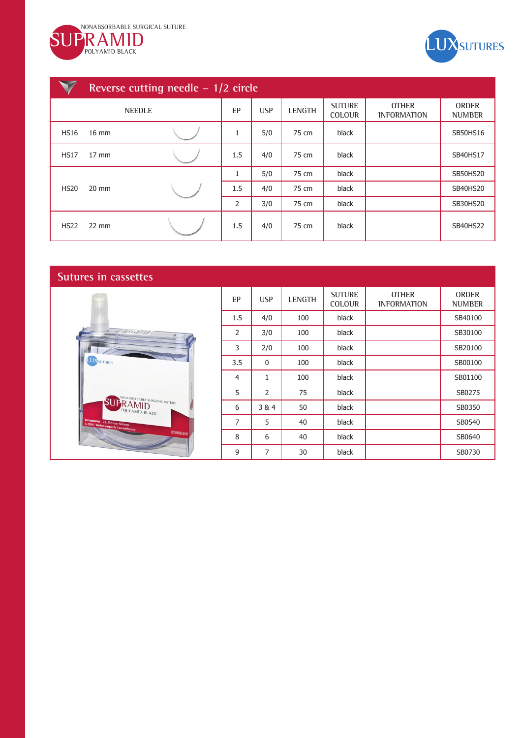NONABSORBABLE SURGICAL SUTURE

# SUPRAMID

POLYAMID BLACK

LUXSUTURES

## Reverse cutting needle – 1/2 circle

| NEEDLE | | EP | USP | LENGTH | SUTURE COLOUR | OTHER INFORMATION | ORDER NUMBER |
|---|---|---|---|---|---|---|---|
| HS16 | 16 mm | 1 | 5/0 | 75 cm | black | | SB50HS16 |
| HS17 | 17 mm | 1.5 | 4/0 | 75 cm | black | | SB40HS17 |
| HS20 | 20 mm | 1 | 5/0 | 75 cm | black | | SB50HS20 |
| | | 1.5 | 4/0 | 75 cm | black | | SB40HS20 |
| | | 2 | 3/0 | 75 cm | black | | SB30HS20 |
| HS22 | 22 mm | 1.5 | 4/0 | 75 cm | black | | SB40HS22 |

## Sutures in cassettes

| EP | USP | LENGTH | SUTURE COLOUR | OTHER INFORMATION | ORDER NUMBER |
|---|---|---|---|---|---|
| 1.5 | 4/0 | 100 | black | | SB40100 |
| 2 | 3/0 | 100 | black | | SB30100 |
| 3 | 2/0 | 100 | black | | SB20100 |
| 3.5 | 0 | 100 | black | | SB00100 |
| 4 | 1 | 100 | black | | SB01100 |
| 5 | 2 | 75 | black | | SB0275 |
| 6 | 3 & 4 | 50 | black | | SB0350 |
| 7 | 5 | 40 | black | | SB0540 |
| 8 | 6 | 40 | black | | SB0640 |
| 9 | 7 | 30 | black | | SB0730 |